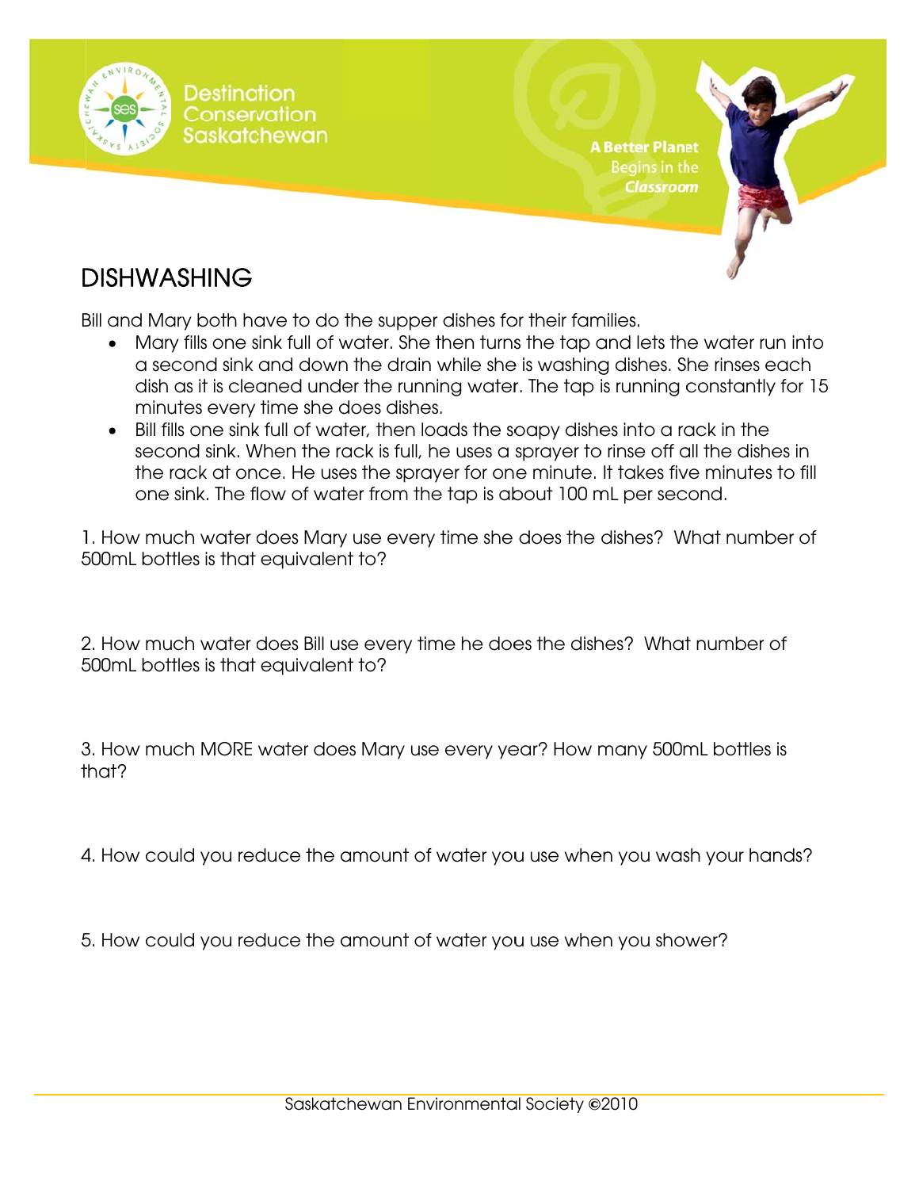Destination Conservation Saskatchewan

A Better Planet Begins in the *Classroom*

# DISHWASHING

Bill and Mary both have to do the supper dishes for their families.

- Mary fills one sink full of water. She then turns the tap and lets the water run into a second sink and down the drain while she is washing dishes. She rinses each dish as it is cleaned under the running water. The tap is running constantly for 15 minutes every time she does dishes.
- Bill fills one sink full of water, then loads the soapy dishes into a rack in the second sink. When the rack is full, he uses a sprayer to rinse off all the dishes in the rack at once. He uses the sprayer for one minute. It takes five minutes to fill one sink. The flow of water from the tap is about 100 mL per second.

1. How much water does Mary use every time she does the dishes? What number of 500mL bottles is that equivalent to?

2. How much water does Bill use every time he does the dishes? What number of 500mL bottles is that equivalent to?

3. How much MORE water does Mary use every year? How many 500mL bottles is that?

4. How could you reduce the amount of water you use when you wash your hands?

5. How could you reduce the amount of water you use when you shower?

Saskatchewan Environmental Society ©2010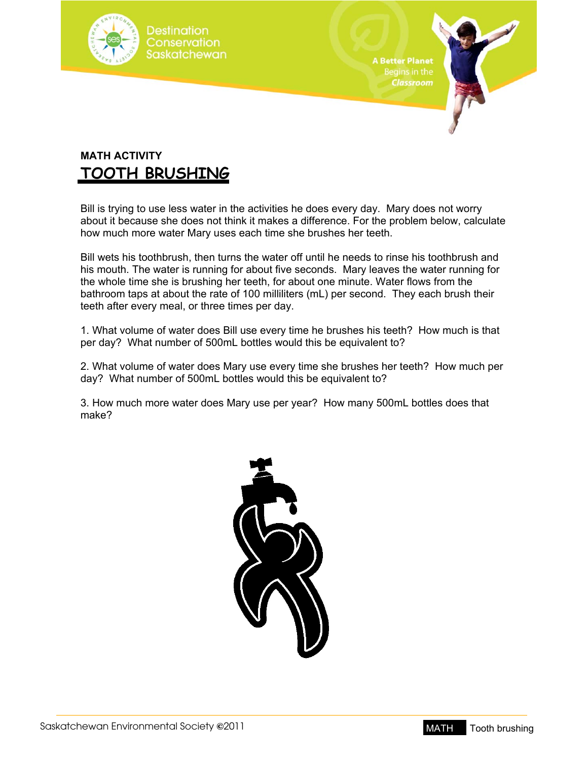**MATH ACTIVITY**

# TOOTH BRUSHING

Bill is trying to use less water in the activities he does every day. Mary does not worry about it because she does not think it makes a difference. For the problem below, calculate how much more water Mary uses each time she brushes her teeth.

Bill wets his toothbrush, then turns the water off until he needs to rinse his toothbrush and his mouth. The water is running for about five seconds. Mary leaves the water running for the whole time she is brushing her teeth, for about one minute. Water flows from the bathroom taps at about the rate of 100 milliliters (mL) per second. They each brush their teeth after every meal, or three times per day.

1. What volume of water does Bill use every time he brushes his teeth? How much is that per day? What number of 500mL bottles would this be equivalent to?

2. What volume of water does Mary use every time she brushes her teeth? How much per day? What number of 500mL bottles would this be equivalent to?

3. How much more water does Mary use per year? How many 500mL bottles does that make?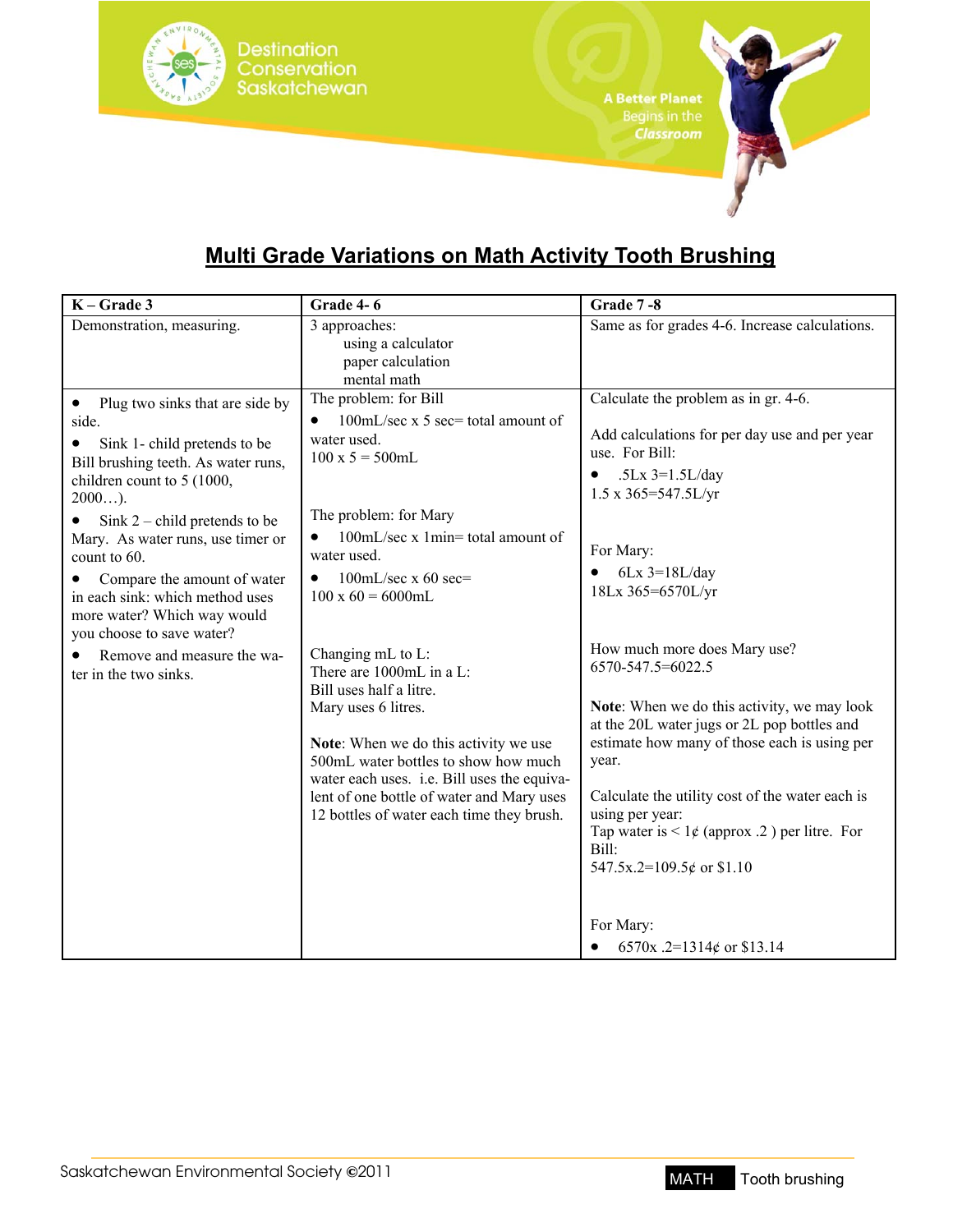## Multi Grade Variations on Math Activity Tooth Brushing

| K – Grade 3 | Grade 4- 6 | Grade 7 -8 |
|---|---|---|
| Demonstration, measuring. | 3 approaches:<br>using a calculator<br>paper calculation<br>mental math | Same as for grades 4-6. Increase calculations. |
| • Plug two sinks that are side by side.<br>• Sink 1- child pretends to be Bill brushing teeth. As water runs, children count to 5 (1000, 2000…).<br>• Sink 2 – child pretends to be Mary. As water runs, use timer or count to 60.<br>• Compare the amount of water in each sink: which method uses more water? Which way would you choose to save water?<br>• Remove and measure the water in the two sinks. | The problem: for Bill<br>• 100mL/sec x 5 sec= total amount of water used.<br>100 x 5 = 500mL<br><br>The problem: for Mary<br>• 100mL/sec x 1min= total amount of water used.<br>• 100mL/sec x 60 sec=<br>100 x 60 = 6000mL<br><br>Changing mL to L:<br>There are 1000mL in a L:<br>Bill uses half a litre.<br>Mary uses 6 litres.<br><br>**Note**: When we do this activity we use 500mL water bottles to show how much water each uses. i.e. Bill uses the equivalent of one bottle of water and Mary uses 12 bottles of water each time they brush. | Calculate the problem as in gr. 4-6.<br><br>Add calculations for per day use and per year use. For Bill:<br>• .5Lx 3=1.5L/day<br>1.5 x 365=547.5L/yr<br><br>For Mary:<br>• 6Lx 3=18L/day<br>18Lx 365=6570L/yr<br><br>How much more does Mary use?<br>6570-547.5=6022.5<br><br>**Note**: When we do this activity, we may look at the 20L water jugs or 2L pop bottles and estimate how many of those each is using per year.<br><br>Calculate the utility cost of the water each is using per year:<br>Tap water is < 1¢ (approx .2 ) per litre. For Bill:<br>547.5x.2=109.5¢ or $1.10<br><br>For Mary:<br>• 6570x .2=1314¢ or $13.14 |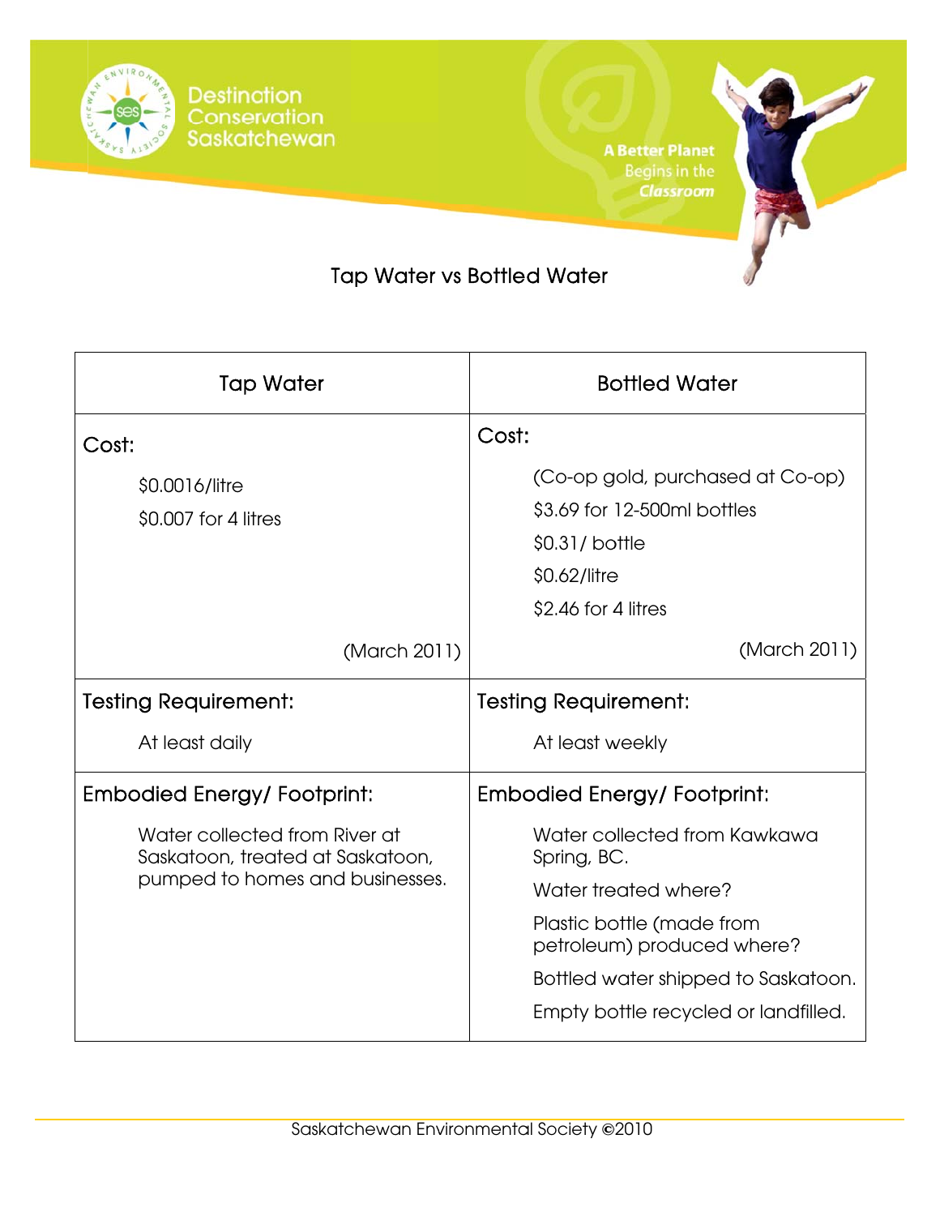Destination Conservation Saskatchewan

A Better Planet Begins in the Classroom

## Tap Water vs Bottled Water

| Tap Water | Bottled Water |
|---|---|
| **Cost:**<br>$0.0016/litre<br>$0.007 for 4 litres<br>(March 2011) | **Cost:**<br>(Co-op gold, purchased at Co-op)<br>$3.69 for 12-500ml bottles<br>$0.31/ bottle<br>$0.62/litre<br>$2.46 for 4 litres<br>(March 2011) |
| **Testing Requirement:**<br>At least daily | **Testing Requirement:**<br>At least weekly |
| **Embodied Energy/ Footprint:**<br>Water collected from River at Saskatoon, treated at Saskatoon, pumped to homes and businesses. | **Embodied Energy/ Footprint:**<br>Water collected from Kawkawa Spring, BC.<br>Water treated where?<br>Plastic bottle (made from petroleum) produced where?<br>Bottled water shipped to Saskatoon.<br>Empty bottle recycled or landfilled. |

Saskatchewan Environmental Society ©2010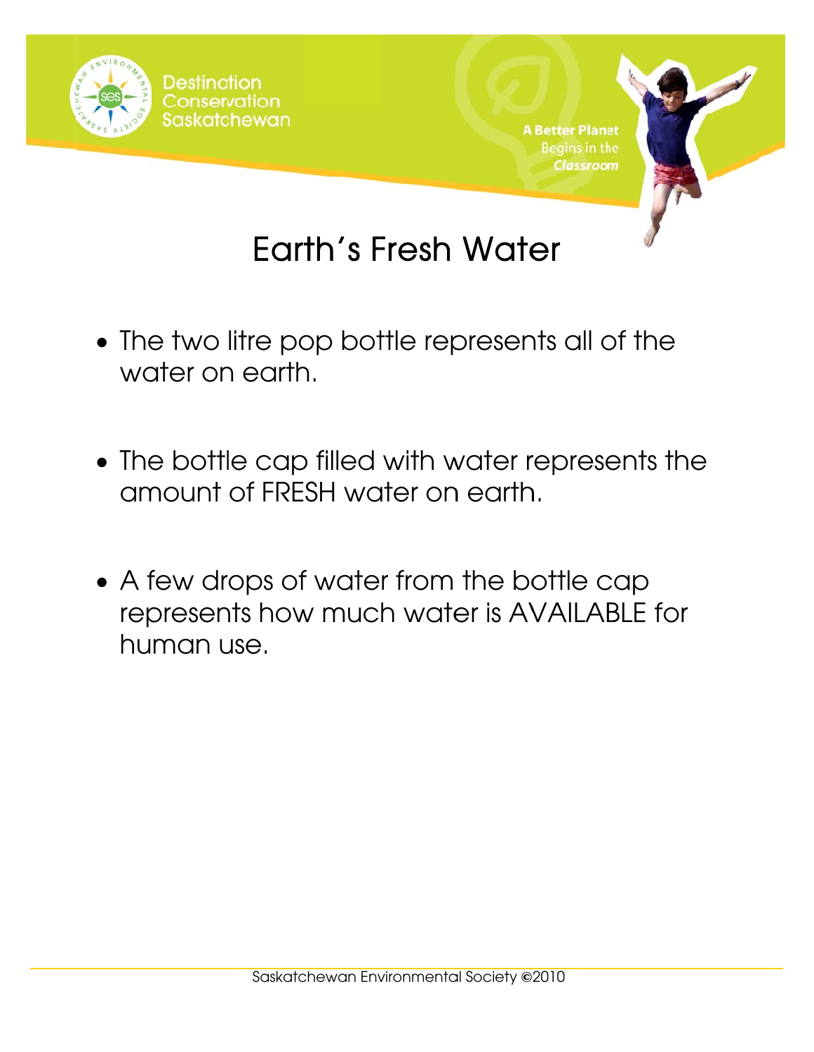# Earth's Fresh Water

- The two litre pop bottle represents all of the water on earth.

- The bottle cap filled with water represents the amount of FRESH water on earth.

- A few drops of water from the bottle cap represents how much water is AVAILABLE for human use.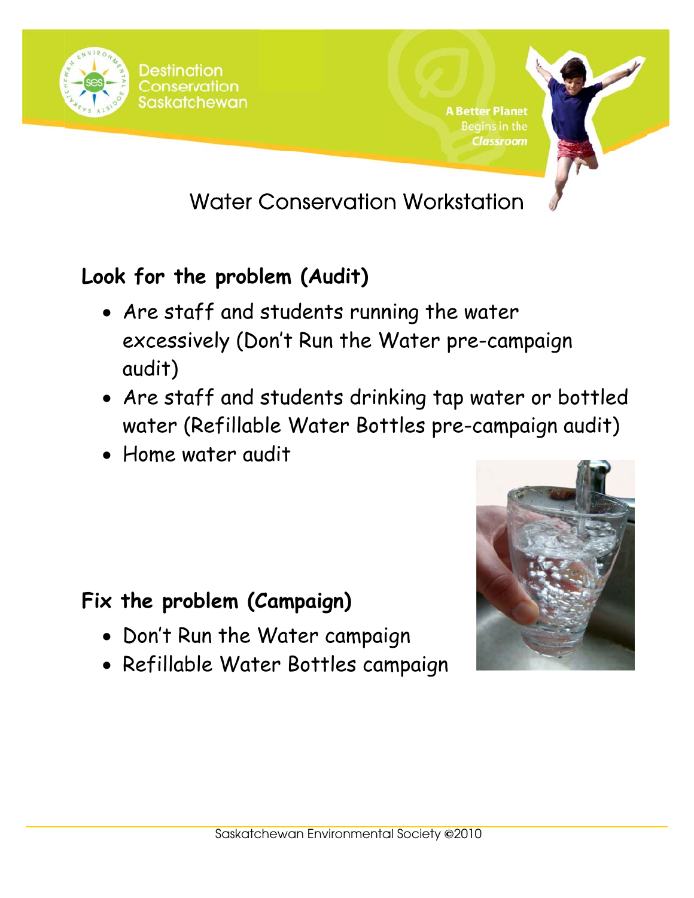Destination Conservation Saskatchewan

A Better Planet Begins in the *Classroom*

# Water Conservation Workstation

## Look for the problem (Audit)

- Are staff and students running the water excessively (Don't Run the Water pre-campaign audit)
- Are staff and students drinking tap water or bottled water (Refillable Water Bottles pre-campaign audit)
- Home water audit

## Fix the problem (Campaign)

- Don't Run the Water campaign
- Refillable Water Bottles campaign

Saskatchewan Environmental Society ©2010